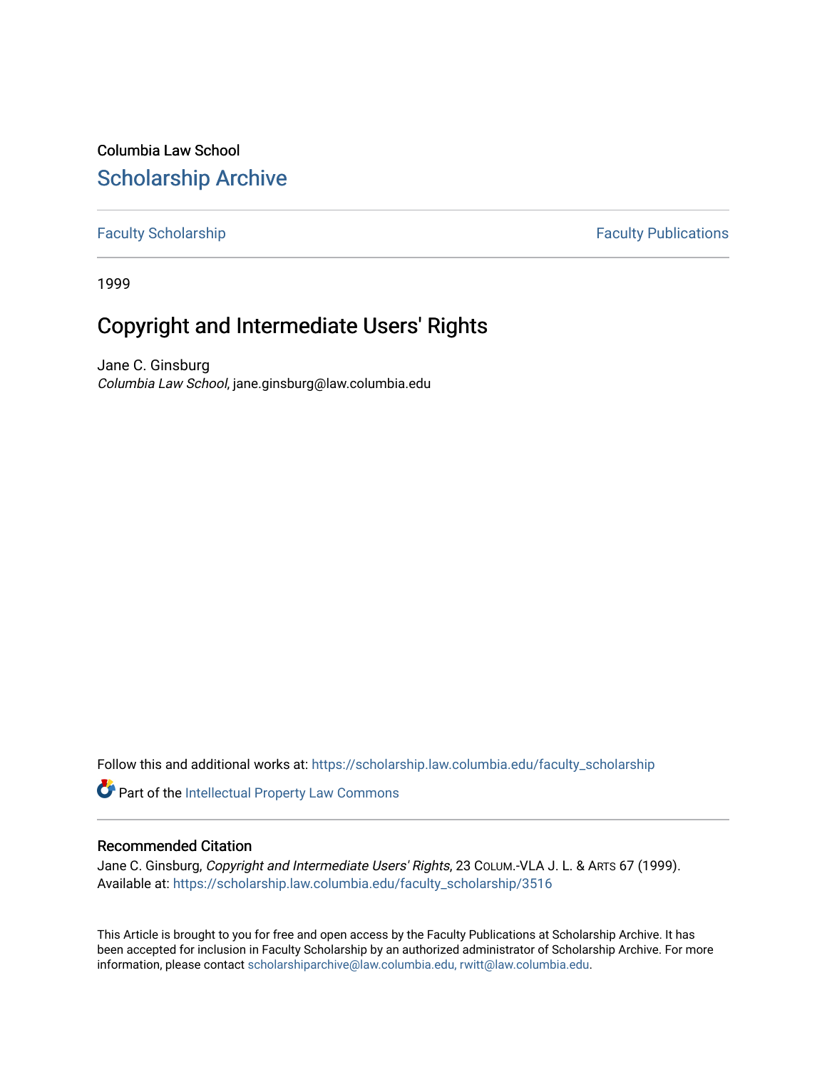Columbia Law School

# Scholarship Archive

Faculty Scholarship | Faculty Publications

1999

# Copyright and Intermediate Users' Rights

Jane C. Ginsburg
*Columbia Law School*, jane.ginsburg@law.columbia.edu

Follow this and additional works at: https://scholarship.law.columbia.edu/faculty_scholarship

Part of the Intellectual Property Law Commons

## Recommended Citation

Jane C. Ginsburg, *Copyright and Intermediate Users' Rights*, 23 COLUM.-VLA J. L. & ARTS 67 (1999).
Available at: https://scholarship.law.columbia.edu/faculty_scholarship/3516

This Article is brought to you for free and open access by the Faculty Publications at Scholarship Archive. It has been accepted for inclusion in Faculty Scholarship by an authorized administrator of Scholarship Archive. For more information, please contact scholarshiparchive@law.columbia.edu, rwitt@law.columbia.edu.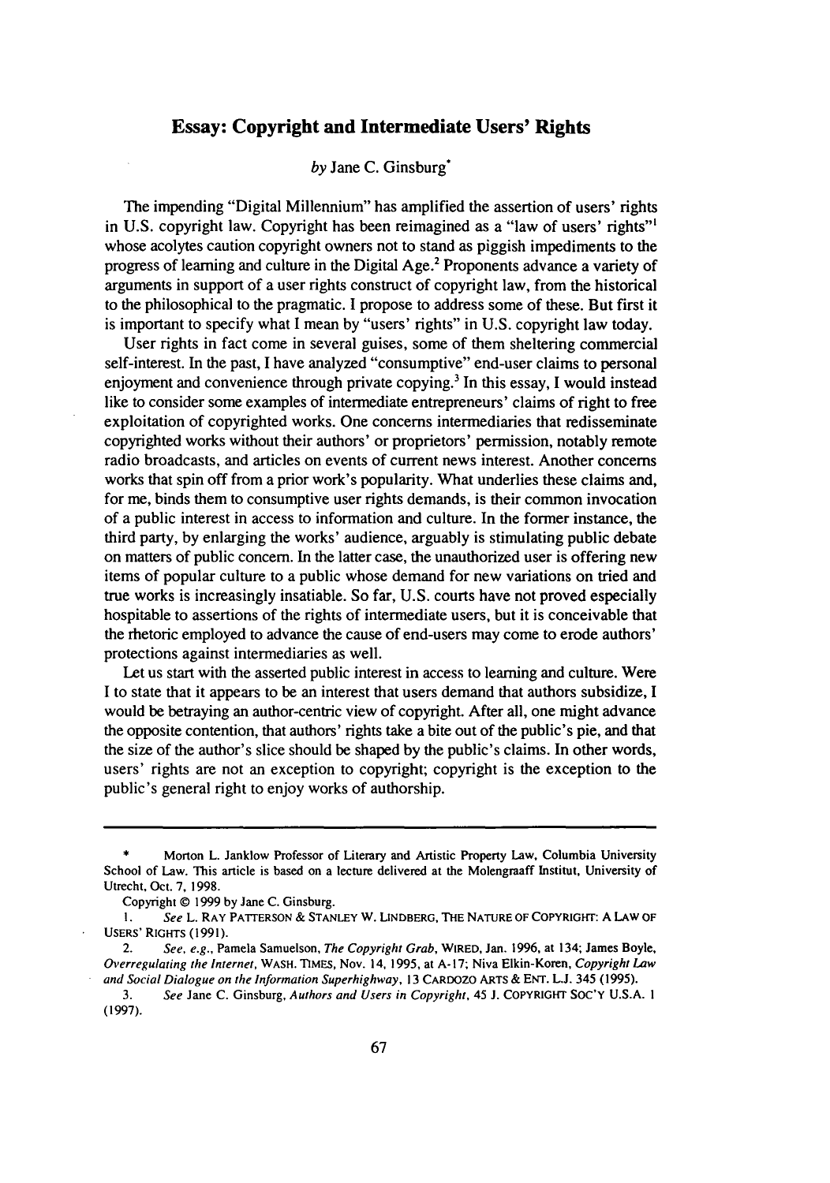# Essay: Copyright and Intermediate Users' Rights

*by* Jane C. Ginsburg*

The impending "Digital Millennium" has amplified the assertion of users' rights in U.S. copyright law. Copyright has been reimagined as a "law of users' rights"[1] whose acolytes caution copyright owners not to stand as piggish impediments to the progress of learning and culture in the Digital Age.[2] Proponents advance a variety of arguments in support of a user rights construct of copyright law, from the historical to the philosophical to the pragmatic. I propose to address some of these. But first it is important to specify what I mean by "users' rights" in U.S. copyright law today.

User rights in fact come in several guises, some of them sheltering commercial self-interest. In the past, I have analyzed "consumptive" end-user claims to personal enjoyment and convenience through private copying.[3] In this essay, I would instead like to consider some examples of intermediate entrepreneurs' claims of right to free exploitation of copyrighted works. One concerns intermediaries that redisseminate copyrighted works without their authors' or proprietors' permission, notably remote radio broadcasts, and articles on events of current news interest. Another concerns works that spin off from a prior work's popularity. What underlies these claims and, for me, binds them to consumptive user rights demands, is their common invocation of a public interest in access to information and culture. In the former instance, the third party, by enlarging the works' audience, arguably is stimulating public debate on matters of public concern. In the latter case, the unauthorized user is offering new items of popular culture to a public whose demand for new variations on tried and true works is increasingly insatiable. So far, U.S. courts have not proved especially hospitable to assertions of the rights of intermediate users, but it is conceivable that the rhetoric employed to advance the cause of end-users may come to erode authors' protections against intermediaries as well.

Let us start with the asserted public interest in access to learning and culture. Were I to state that it appears to be an interest that users demand that authors subsidize, I would be betraying an author-centric view of copyright. After all, one might advance the opposite contention, that authors' rights take a bite out of the public's pie, and that the size of the author's slice should be shaped by the public's claims. In other words, users' rights are not an exception to copyright; copyright is the exception to the public's general right to enjoy works of authorship.

---

\* Morton L. Janklow Professor of Literary and Artistic Property Law, Columbia University School of Law. This article is based on a lecture delivered at the Molengraaff Instituut, University of Utrecht, Oct. 7, 1998.

Copyright © 1999 by Jane C. Ginsburg.

1. *See* L. RAY PATTERSON & STANLEY W. LINDBERG, THE NATURE OF COPYRIGHT: A LAW OF USERS' RIGHTS (1991).

2. *See, e.g.*, Pamela Samuelson, *The Copyright Grab*, WIRED, Jan. 1996, at 134; James Boyle, *Overregulating the Internet*, WASH. TIMES, Nov. 14, 1995, at A-17; Niva Elkin-Koren, *Copyright Law and Social Dialogue on the Information Superhighway*, 13 CARDOZO ARTS & ENT. L.J. 345 (1995).

3. *See* Jane C. Ginsburg, *Authors and Users in Copyright*, 45 J. COPYRIGHT SOC'Y U.S.A. 1 (1997).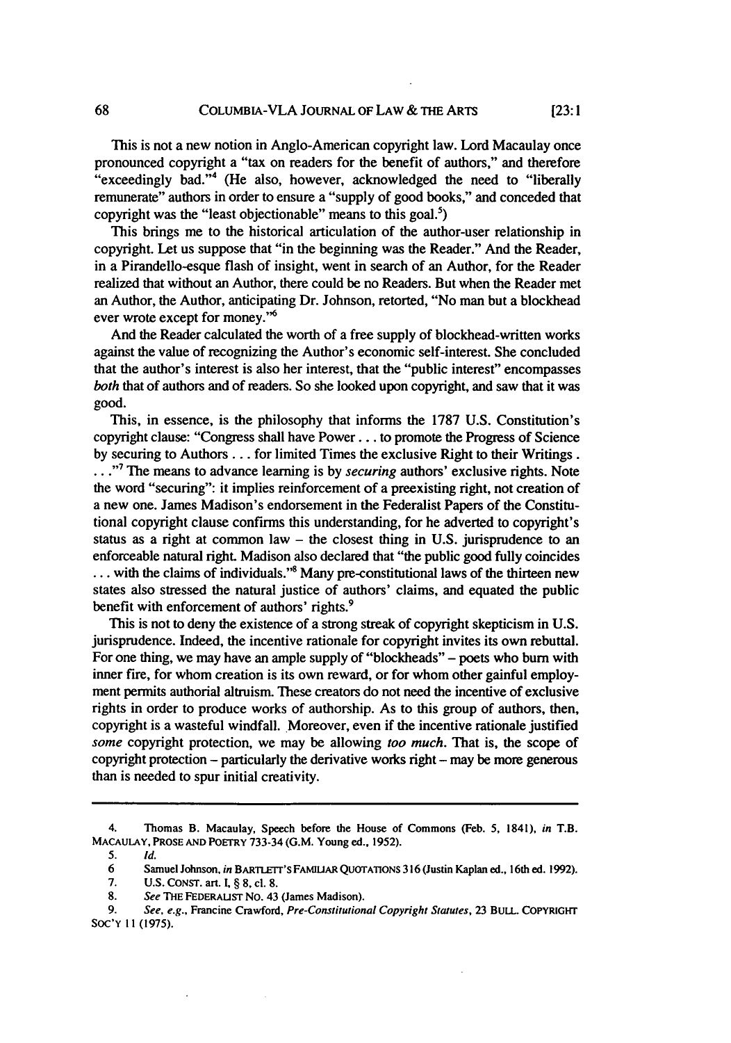This is not a new notion in Anglo-American copyright law. Lord Macaulay once pronounced copyright a "tax on readers for the benefit of authors," and therefore "exceedingly bad."[4] (He also, however, acknowledged the need to "liberally remunerate" authors in order to ensure a "supply of good books," and conceded that copyright was the "least objectionable" means to this goal.[5])

This brings me to the historical articulation of the author-user relationship in copyright. Let us suppose that "in the beginning was the Reader." And the Reader, in a Pirandello-esque flash of insight, went in search of an Author, for the Reader realized that without an Author, there could be no Readers. But when the Reader met an Author, the Author, anticipating Dr. Johnson, retorted, "No man but a blockhead ever wrote except for money."[6]

And the Reader calculated the worth of a free supply of blockhead-written works against the value of recognizing the Author's economic self-interest. She concluded that the author's interest is also her interest, that the "public interest" encompasses *both* that of authors and of readers. So she looked upon copyright, and saw that it was good.

This, in essence, is the philosophy that informs the 1787 U.S. Constitution's copyright clause: "Congress shall have Power . . . to promote the Progress of Science by securing to Authors . . . for limited Times the exclusive Right to their Writings . . . ."[7] The means to advance learning is by *securing* authors' exclusive rights. Note the word "securing": it implies reinforcement of a preexisting right, not creation of a new one. James Madison's endorsement in the Federalist Papers of the Constitutional copyright clause confirms this understanding, for he adverted to copyright's status as a right at common law – the closest thing in U.S. jurisprudence to an enforceable natural right. Madison also declared that "the public good fully coincides . . . with the claims of individuals."[8] Many pre-constitutional laws of the thirteen new states also stressed the natural justice of authors' claims, and equated the public benefit with enforcement of authors' rights.[9]

This is not to deny the existence of a strong streak of copyright skepticism in U.S. jurisprudence. Indeed, the incentive rationale for copyright invites its own rebuttal. For one thing, we may have an ample supply of "blockheads" – poets who burn with inner fire, for whom creation is its own reward, or for whom other gainful employment permits authorial altruism. These creators do not need the incentive of exclusive rights in order to produce works of authorship. As to this group of authors, then, copyright is a wasteful windfall. Moreover, even if the incentive rationale justified *some* copyright protection, we may be allowing *too much*. That is, the scope of copyright protection – particularly the derivative works right – may be more generous than is needed to spur initial creativity.

---

4. Thomas B. Macaulay, Speech before the House of Commons (Feb. 5, 1841), *in* T.B. MACAULAY, PROSE AND POETRY 733-34 (G.M. Young ed., 1952).

5. *Id.*

6. Samuel Johnson, *in* BARTLETT'S FAMILIAR QUOTATIONS 316 (Justin Kaplan ed., 16th ed. 1992).

7. U.S. CONST. art. I, § 8, cl. 8.

8. *See* THE FEDERALIST NO. 43 (James Madison).

9. *See, e.g.*, Francine Crawford, *Pre-Constitutional Copyright Statutes*, 23 BULL. COPYRIGHT SOC'Y 11 (1975).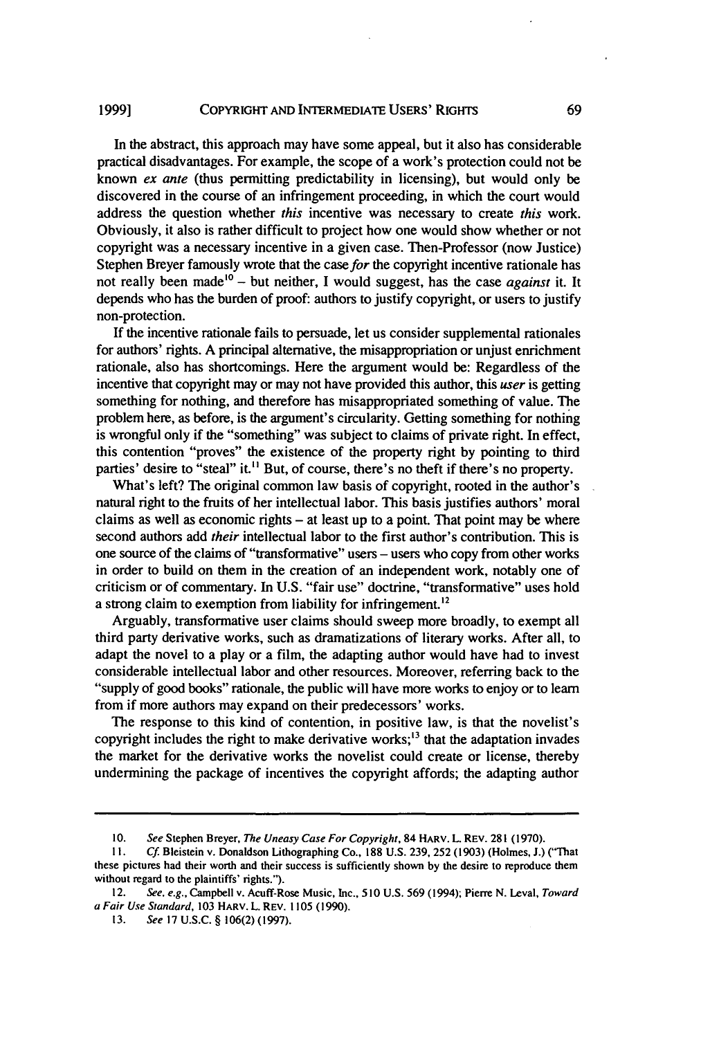In the abstract, this approach may have some appeal, but it also has considerable practical disadvantages. For example, the scope of a work's protection could not be known *ex ante* (thus permitting predictability in licensing), but would only be discovered in the course of an infringement proceeding, in which the court would address the question whether *this* incentive was necessary to create *this* work. Obviously, it also is rather difficult to project how one would show whether or not copyright was a necessary incentive in a given case. Then-Professor (now Justice) Stephen Breyer famously wrote that the case *for* the copyright incentive rationale has not really been made[10] – but neither, I would suggest, has the case *against* it. It depends who has the burden of proof: authors to justify copyright, or users to justify non-protection.

If the incentive rationale fails to persuade, let us consider supplemental rationales for authors' rights. A principal alternative, the misappropriation or unjust enrichment rationale, also has shortcomings. Here the argument would be: Regardless of the incentive that copyright may or may not have provided this author, this *user* is getting something for nothing, and therefore has misappropriated something of value. The problem here, as before, is the argument's circularity. Getting something for nothing is wrongful only if the "something" was subject to claims of private right. In effect, this contention "proves" the existence of the property right by pointing to third parties' desire to "steal" it.[11] But, of course, there's no theft if there's no property.

What's left? The original common law basis of copyright, rooted in the author's natural right to the fruits of her intellectual labor. This basis justifies authors' moral claims as well as economic rights – at least up to a point. That point may be where second authors add *their* intellectual labor to the first author's contribution. This is one source of the claims of "transformative" users – users who copy from other works in order to build on them in the creation of an independent work, notably one of criticism or of commentary. In U.S. "fair use" doctrine, "transformative" uses hold a strong claim to exemption from liability for infringement.[12]

Arguably, transformative user claims should sweep more broadly, to exempt all third party derivative works, such as dramatizations of literary works. After all, to adapt the novel to a play or a film, the adapting author would have had to invest considerable intellectual labor and other resources. Moreover, referring back to the "supply of good books" rationale, the public will have more works to enjoy or to learn from if more authors may expand on their predecessors' works.

The response to this kind of contention, in positive law, is that the novelist's copyright includes the right to make derivative works;[13] that the adaptation invades the market for the derivative works the novelist could create or license, thereby undermining the package of incentives the copyright affords; the adapting author

---

10. *See* Stephen Breyer, *The Uneasy Case For Copyright*, 84 HARV. L. REV. 281 (1970).

11. *Cf.* Bleistein v. Donaldson Lithographing Co., 188 U.S. 239, 252 (1903) (Holmes, J.) ("That these pictures had their worth and their success is sufficiently shown by the desire to reproduce them without regard to the plaintiffs' rights.").

12. *See, e.g.*, Campbell v. Acuff-Rose Music, Inc., 510 U.S. 569 (1994); Pierre N. Leval, *Toward a Fair Use Standard*, 103 HARV. L. REV. 1105 (1990).

13. *See* 17 U.S.C. § 106(2) (1997).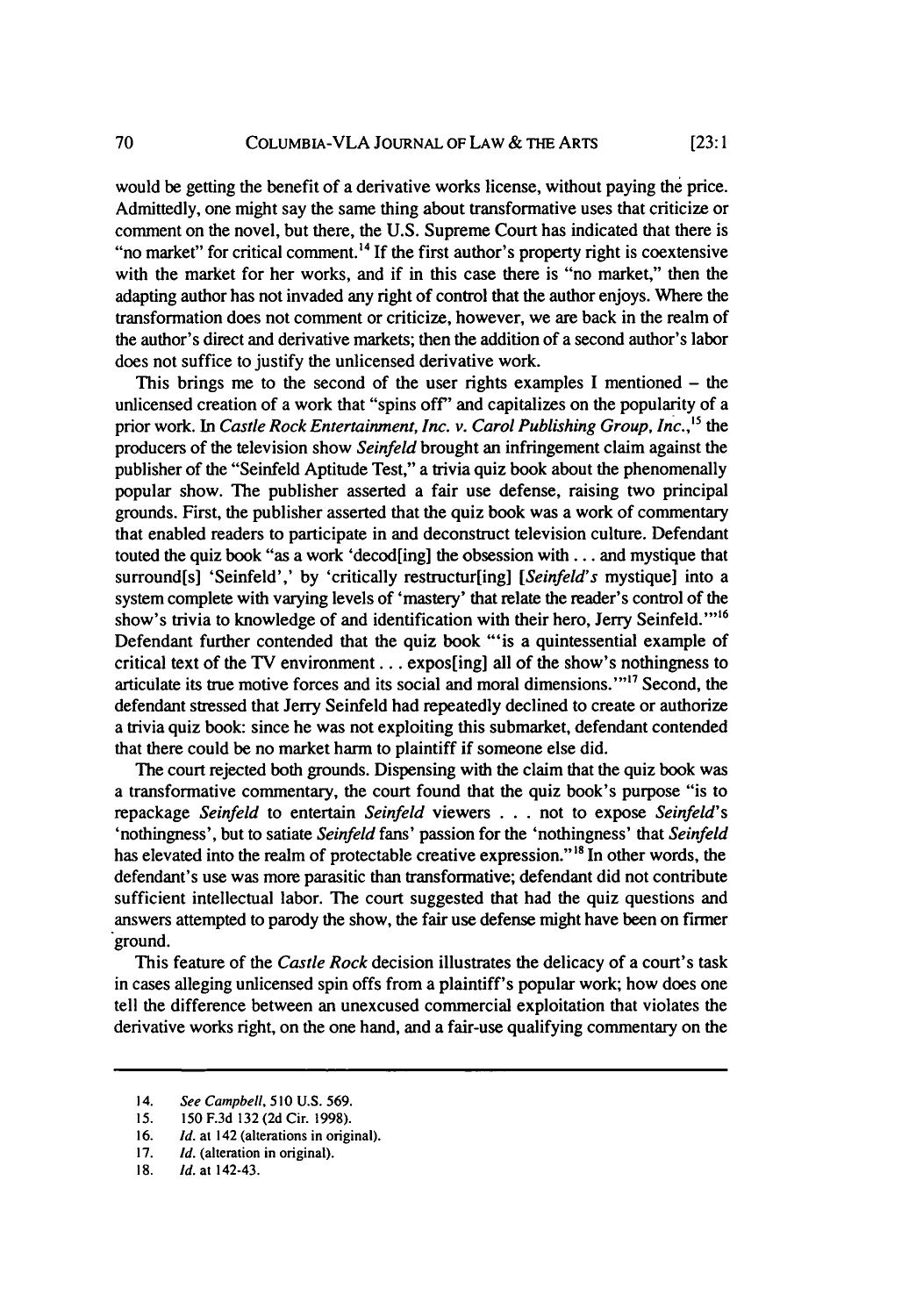would be getting the benefit of a derivative works license, without paying the price. Admittedly, one might say the same thing about transformative uses that criticize or comment on the novel, but there, the U.S. Supreme Court has indicated that there is "no market" for critical comment.[14] If the first author's property right is coextensive with the market for her works, and if in this case there is "no market," then the adapting author has not invaded any right of control that the author enjoys. Where the transformation does not comment or criticize, however, we are back in the realm of the author's direct and derivative markets; then the addition of a second author's labor does not suffice to justify the unlicensed derivative work.

This brings me to the second of the user rights examples I mentioned – the unlicensed creation of a work that "spins off" and capitalizes on the popularity of a prior work. In *Castle Rock Entertainment, Inc. v. Carol Publishing Group, Inc.*,[15] the producers of the television show *Seinfeld* brought an infringement claim against the publisher of the "Seinfeld Aptitude Test," a trivia quiz book about the phenomenally popular show. The publisher asserted a fair use defense, raising two principal grounds. First, the publisher asserted that the quiz book was a work of commentary that enabled readers to participate in and deconstruct television culture. Defendant touted the quiz book "as a work 'decod[ing] the obsession with . . . and mystique that surround[s] 'Seinfeld',' by 'critically restructur[ing] [*Seinfeld's* mystique] into a system complete with varying levels of 'mastery' that relate the reader's control of the show's trivia to knowledge of and identification with their hero, Jerry Seinfeld.'"[16] Defendant further contended that the quiz book "'is a quintessential example of critical text of the TV environment . . . expos[ing] all of the show's nothingness to articulate its true motive forces and its social and moral dimensions.'"[17] Second, the defendant stressed that Jerry Seinfeld had repeatedly declined to create or authorize a trivia quiz book: since he was not exploiting this submarket, defendant contended that there could be no market harm to plaintiff if someone else did.

The court rejected both grounds. Dispensing with the claim that the quiz book was a transformative commentary, the court found that the quiz book's purpose "is to repackage *Seinfeld* to entertain *Seinfeld* viewers . . . not to expose *Seinfeld*'s 'nothingness', but to satiate *Seinfeld* fans' passion for the 'nothingness' that *Seinfeld* has elevated into the realm of protectable creative expression."[18] In other words, the defendant's use was more parasitic than transformative; defendant did not contribute sufficient intellectual labor. The court suggested that had the quiz questions and answers attempted to parody the show, the fair use defense might have been on firmer ground.

This feature of the *Castle Rock* decision illustrates the delicacy of a court's task in cases alleging unlicensed spin offs from a plaintiff's popular work; how does one tell the difference between an unexcused commercial exploitation that violates the derivative works right, on the one hand, and a fair-use qualifying commentary on the

---

14. *See Campbell*, 510 U.S. 569.
15. 150 F.3d 132 (2d Cir. 1998).
16. *Id.* at 142 (alterations in original).
17. *Id.* (alteration in original).
18. *Id.* at 142-43.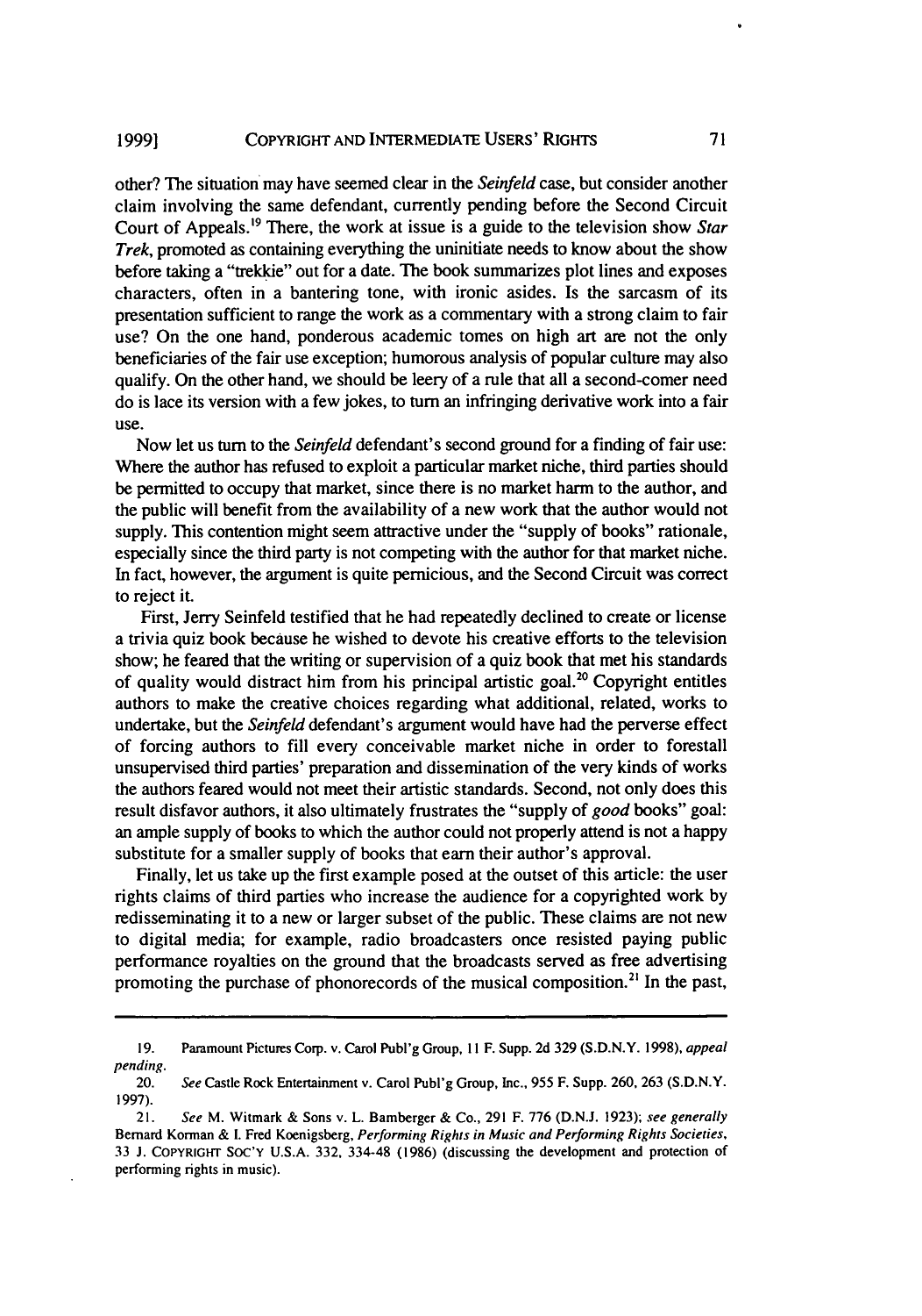other? The situation may have seemed clear in the *Seinfeld* case, but consider another claim involving the same defendant, currently pending before the Second Circuit Court of Appeals.[19] There, the work at issue is a guide to the television show *Star Trek*, promoted as containing everything the uninitiate needs to know about the show before taking a "trekkie" out for a date. The book summarizes plot lines and exposes characters, often in a bantering tone, with ironic asides. Is the sarcasm of its presentation sufficient to range the work as a commentary with a strong claim to fair use? On the one hand, ponderous academic tomes on high art are not the only beneficiaries of the fair use exception; humorous analysis of popular culture may also qualify. On the other hand, we should be leery of a rule that all a second-comer need do is lace its version with a few jokes, to turn an infringing derivative work into a fair use.

Now let us turn to the *Seinfeld* defendant's second ground for a finding of fair use: Where the author has refused to exploit a particular market niche, third parties should be permitted to occupy that market, since there is no market harm to the author, and the public will benefit from the availability of a new work that the author would not supply. This contention might seem attractive under the "supply of books" rationale, especially since the third party is not competing with the author for that market niche. In fact, however, the argument is quite pernicious, and the Second Circuit was correct to reject it.

First, Jerry Seinfeld testified that he had repeatedly declined to create or license a trivia quiz book because he wished to devote his creative efforts to the television show; he feared that the writing or supervision of a quiz book that met his standards of quality would distract him from his principal artistic goal.[20] Copyright entitles authors to make the creative choices regarding what additional, related, works to undertake, but the *Seinfeld* defendant's argument would have had the perverse effect of forcing authors to fill every conceivable market niche in order to forestall unsupervised third parties' preparation and dissemination of the very kinds of works the authors feared would not meet their artistic standards. Second, not only does this result disfavor authors, it also ultimately frustrates the "supply of *good* books" goal: an ample supply of books to which the author could not properly attend is not a happy substitute for a smaller supply of books that earn their author's approval.

Finally, let us take up the first example posed at the outset of this article: the user rights claims of third parties who increase the audience for a copyrighted work by redisseminating it to a new or larger subset of the public. These claims are not new to digital media; for example, radio broadcasters once resisted paying public performance royalties on the ground that the broadcasts served as free advertising promoting the purchase of phonorecords of the musical composition.[21] In the past,

---

19. Paramount Pictures Corp. v. Carol Publ'g Group, 11 F. Supp. 2d 329 (S.D.N.Y. 1998), *appeal pending*.

20. *See* Castle Rock Entertainment v. Carol Publ'g Group, Inc., 955 F. Supp. 260, 263 (S.D.N.Y. 1997).

21. *See* M. Witmark & Sons v. L. Bamberger & Co., 291 F. 776 (D.N.J. 1923); *see generally* Bernard Korman & I. Fred Koenigsberg, *Performing Rights in Music and Performing Rights Societies*, 33 J. COPYRIGHT SOC'Y U.S.A. 332, 334-48 (1986) (discussing the development and protection of performing rights in music).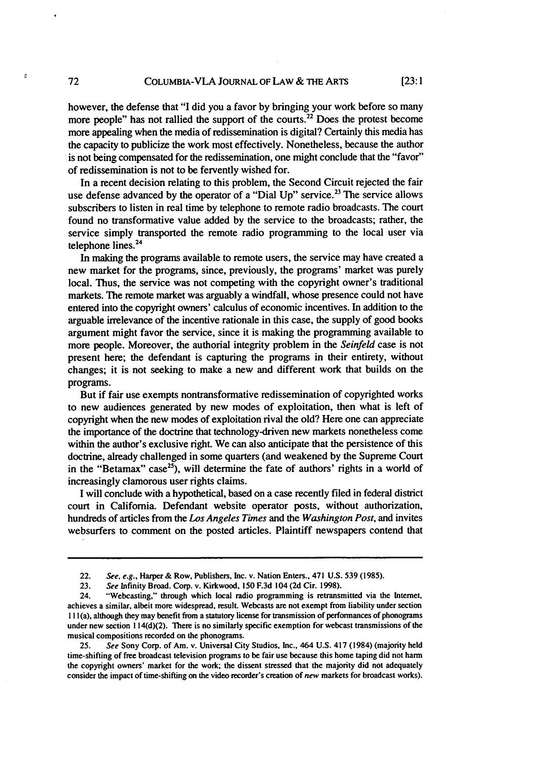however, the defense that "I did you a favor by bringing your work before so many more people" has not rallied the support of the courts.[22] Does the protest become more appealing when the media of redissemination is digital? Certainly this media has the capacity to publicize the work most effectively. Nonetheless, because the author is not being compensated for the redissemination, one might conclude that the "favor" of redissemination is not to be fervently wished for.

In a recent decision relating to this problem, the Second Circuit rejected the fair use defense advanced by the operator of a "Dial Up" service.[23] The service allows subscribers to listen in real time by telephone to remote radio broadcasts. The court found no transformative value added by the service to the broadcasts; rather, the service simply transported the remote radio programming to the local user via telephone lines.[24]

In making the programs available to remote users, the service may have created a new market for the programs, since, previously, the programs' market was purely local. Thus, the service was not competing with the copyright owner's traditional markets. The remote market was arguably a windfall, whose presence could not have entered into the copyright owners' calculus of economic incentives. In addition to the arguable irrelevance of the incentive rationale in this case, the supply of good books argument might favor the service, since it is making the programming available to more people. Moreover, the authorial integrity problem in the *Seinfeld* case is not present here; the defendant is capturing the programs in their entirety, without changes; it is not seeking to make a new and different work that builds on the programs.

But if fair use exempts nontransformative redissemination of copyrighted works to new audiences generated by new modes of exploitation, then what is left of copyright when the new modes of exploitation rival the old? Here one can appreciate the importance of the doctrine that technology-driven new markets nonetheless come within the author's exclusive right. We can also anticipate that the persistence of this doctrine, already challenged in some quarters (and weakened by the Supreme Court in the "Betamax" case[25]), will determine the fate of authors' rights in a world of increasingly clamorous user rights claims.

I will conclude with a hypothetical, based on a case recently filed in federal district court in California. Defendant website operator posts, without authorization, hundreds of articles from the *Los Angeles Times* and the *Washington Post*, and invites websurfers to comment on the posted articles. Plaintiff newspapers contend that

---

22. *See, e.g.*, Harper & Row, Publishers, Inc. v. Nation Enters., 471 U.S. 539 (1985).

23. *See* Infinity Broad. Corp. v. Kirkwood, 150 F.3d 104 (2d Cir. 1998).

24. "Webcasting," through which local radio programming is retransmitted via the Internet, achieves a similar, albeit more widespread, result. Webcasts are not exempt from liability under section 111(a), although they may benefit from a statutory license for transmission of performances of phonograms under new section 114(d)(2). There is no similarly specific exemption for webcast transmissions of the musical compositions recorded on the phonograms.

25. *See* Sony Corp. of Am. v. Universal City Studios, Inc., 464 U.S. 417 (1984) (majority held time-shifting of free broadcast television programs to be fair use because this home taping did not harm the copyright owners' market for the work; the dissent stressed that the majority did not adequately consider the impact of time-shifting on the video recorder's creation of *new* markets for broadcast works).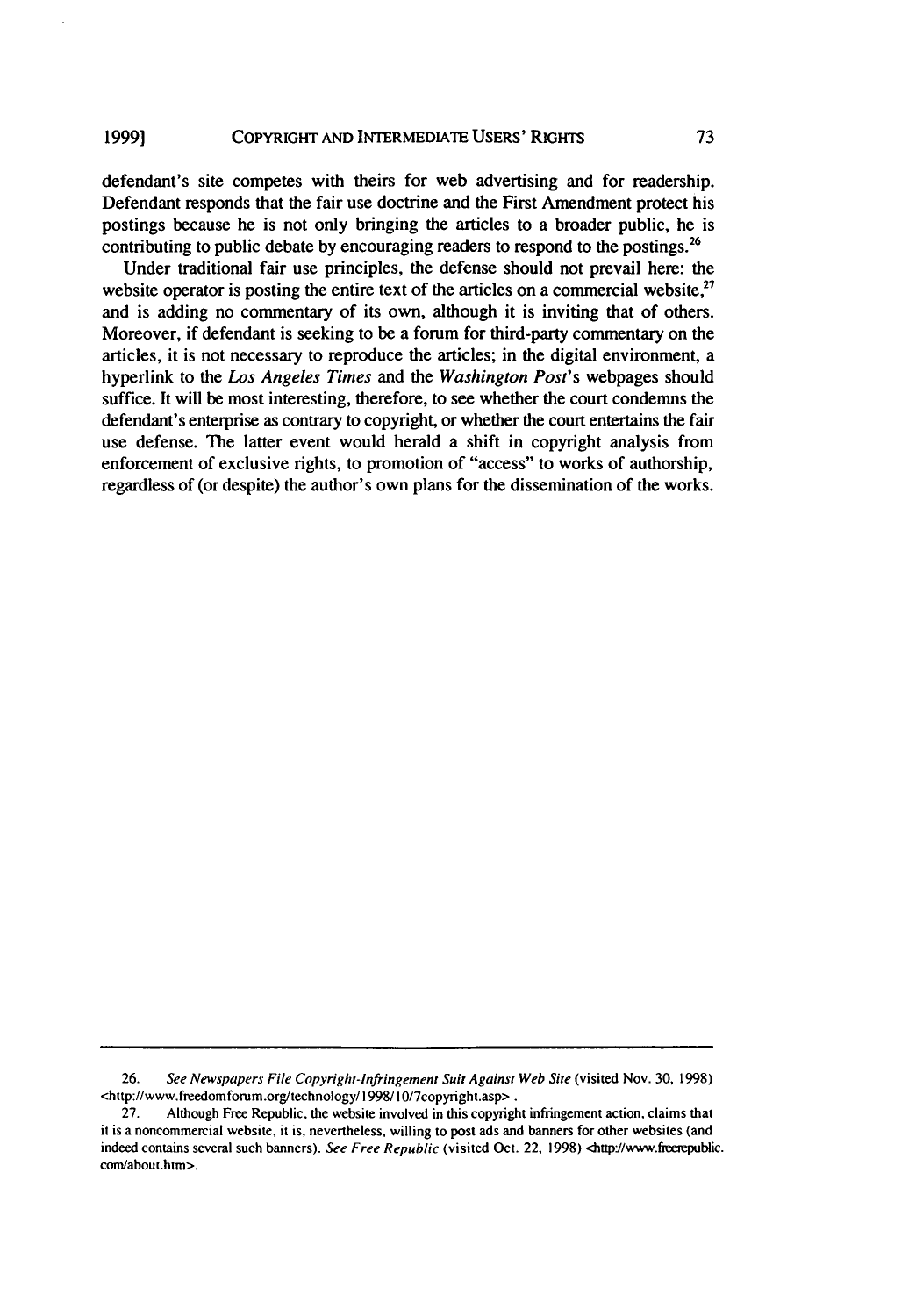defendant's site competes with theirs for web advertising and for readership. Defendant responds that the fair use doctrine and the First Amendment protect his postings because he is not only bringing the articles to a broader public, he is contributing to public debate by encouraging readers to respond to the postings.[26]

Under traditional fair use principles, the defense should not prevail here: the website operator is posting the entire text of the articles on a commercial website,[27] and is adding no commentary of its own, although it is inviting that of others. Moreover, if defendant is seeking to be a forum for third-party commentary on the articles, it is not necessary to reproduce the articles; in the digital environment, a hyperlink to the *Los Angeles Times* and the *Washington Post*'s webpages should suffice. It will be most interesting, therefore, to see whether the court condemns the defendant's enterprise as contrary to copyright, or whether the court entertains the fair use defense. The latter event would herald a shift in copyright analysis from enforcement of exclusive rights, to promotion of "access" to works of authorship, regardless of (or despite) the author's own plans for the dissemination of the works.

---

26. *See Newspapers File Copyright-Infringement Suit Against Web Site* (visited Nov. 30, 1998) <http://www.freedomforum.org/technology/1998/10/7copyright.asp>.

27. Although Free Republic, the website involved in this copyright infringement action, claims that it is a noncommercial website, it is, nevertheless, willing to post ads and banners for other websites (and indeed contains several such banners). *See Free Republic* (visited Oct. 22, 1998) <http://www.freerepublic.com/about.htm>.